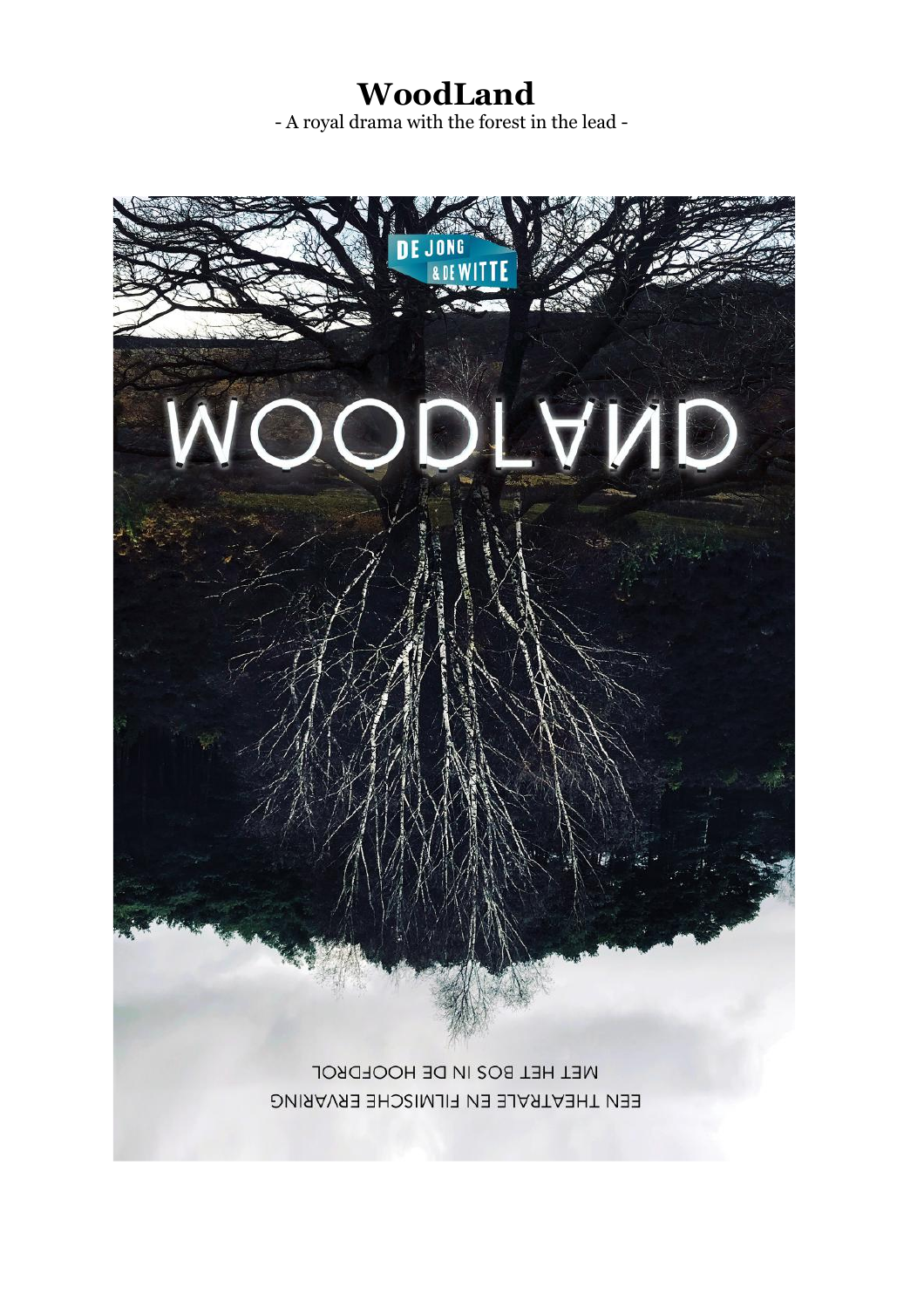# WoodLand

- A royal drama with the forest in the lead -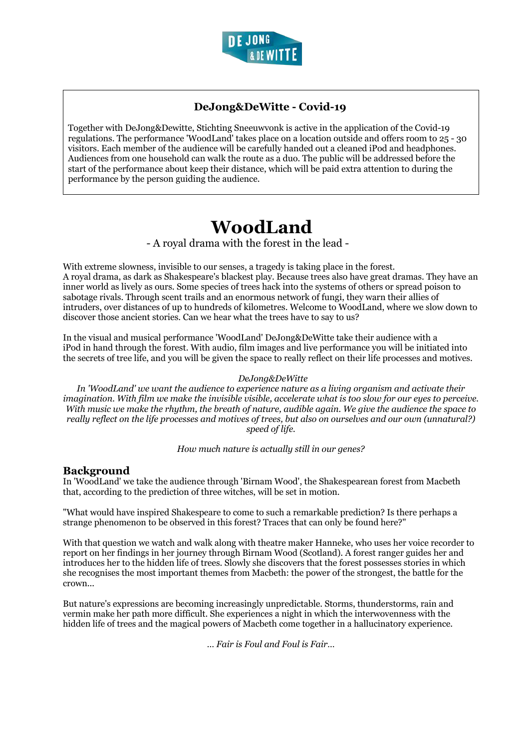## DeJong&DeWitte - Covid-19

Together with DeJong&Dewitte, Stichting Sneeuwvonk is active in the application of the Covid-19 regulations. The performance 'WoodLand' takes place on a location outside and offers room to 25 - 30 visitors. Each member of the audience will be carefully handed out a cleaned iPod and headphones. Audiences from one household can walk the route as a duo. The public will be addressed before the start of the performance about keep their distance, which will be paid extra attention to during the performance by the person guiding the audience.

# WoodLand

- A royal drama with the forest in the lead -

With extreme slowness, invisible to our senses, a tragedy is taking place in the forest.
A royal drama, as dark as Shakespeare's blackest play. Because trees also have great dramas. They have an inner world as lively as ours. Some species of trees hack into the systems of others or spread poison to sabotage rivals. Through scent trails and an enormous network of fungi, they warn their allies of intruders, over distances of up to hundreds of kilometres. Welcome to WoodLand, where we slow down to discover those ancient stories. Can we hear what the trees have to say to us?

In the visual and musical performance 'WoodLand' DeJong&DeWitte take their audience with a iPod in hand through the forest. With audio, film images and live performance you will be initiated into the secrets of tree life, and you will be given the space to really reflect on their life processes and motives.

*DeJong&DeWitte*
*In 'WoodLand' we want the audience to experience nature as a living organism and activate their imagination. With film we make the invisible visible, accelerate what is too slow for our eyes to perceive. With music we make the rhythm, the breath of nature, audible again. We give the audience the space to really reflect on the life processes and motives of trees, but also on ourselves and our own (unnatural?) speed of life.*

*How much nature is actually still in our genes?*

## Background

In 'WoodLand' we take the audience through 'Birnam Wood', the Shakespearean forest from Macbeth that, according to the prediction of three witches, will be set in motion.

"What would have inspired Shakespeare to come to such a remarkable prediction? Is there perhaps a strange phenomenon to be observed in this forest? Traces that can only be found here?"

With that question we watch and walk along with theatre maker Hanneke, who uses her voice recorder to report on her findings in her journey through Birnam Wood (Scotland). A forest ranger guides her and introduces her to the hidden life of trees. Slowly she discovers that the forest possesses stories in which she recognises the most important themes from Macbeth: the power of the strongest, the battle for the crown...

But nature's expressions are becoming increasingly unpredictable. Storms, thunderstorms, rain and vermin make her path more difficult. She experiences a night in which the interwovenness with the hidden life of trees and the magical powers of Macbeth come together in a hallucinatory experience.

*... Fair is Foul and Foul is Fair...*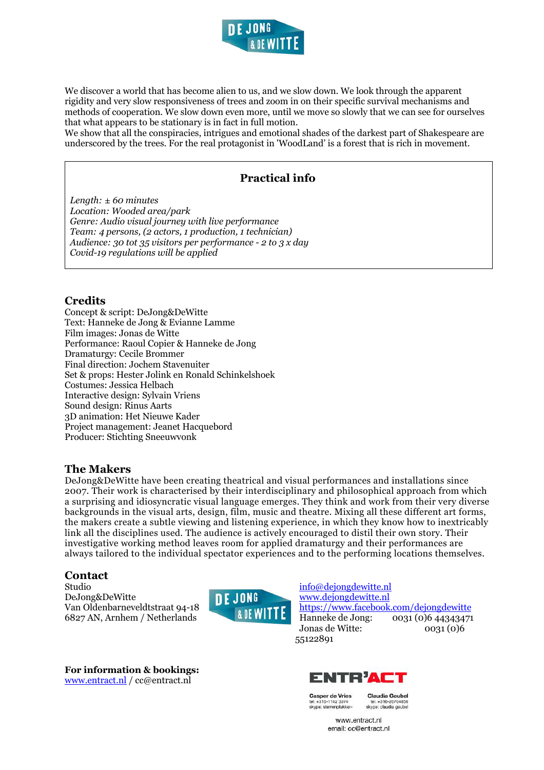We discover a world that has become alien to us, and we slow down. We look through the apparent rigidity and very slow responsiveness of trees and zoom in on their specific survival mechanisms and methods of cooperation. We slow down even more, until we move so slowly that we can see for ourselves that what appears to be stationary is in fact in full motion.
We show that all the conspiracies, intrigues and emotional shades of the darkest part of Shakespeare are underscored by the trees. For the real protagonist in 'WoodLand' is a forest that is rich in movement.

## Practical info

*Length: ± 60 minutes*
*Location: Wooded area/park*
*Genre: Audio visual journey with live performance*
*Team: 4 persons, (2 actors, 1 production, 1 technician)*
*Audience: 30 tot 35 visitors per performance - 2 to 3 x day*
*Covid-19 regulations will be applied*

## Credits

Concept & script: DeJong&DeWitte
Text: Hanneke de Jong & Evianne Lamme
Film images: Jonas de Witte
Performance: Raoul Copier & Hanneke de Jong
Dramaturgy: Cecile Brommer
Final direction: Jochem Stavenuiter
Set & props: Hester Jolink en Ronald Schinkelshoek
Costumes: Jessica Helbach
Interactive design: Sylvain Vriens
Sound design: Rinus Aarts
3D animation: Het Nieuwe Kader
Project management: Jeanet Hacquebord
Producer: Stichting Sneeuwvonk

## The Makers

DeJong&DeWitte have been creating theatrical and visual performances and installations since 2007. Their work is characterised by their interdisciplinary and philosophical approach from which a surprising and idiosyncratic visual language emerges. They think and work from their very diverse backgrounds in the visual arts, design, film, music and theatre. Mixing all these different art forms, the makers create a subtle viewing and listening experience, in which they know how to inextricably link all the disciplines used. The audience is actively encouraged to distil their own story. Their investigative working method leaves room for applied dramaturgy and their performances are always tailored to the individual spectator experiences and to the performing locations themselves.

## Contact

Studio
DeJong&DeWitte
Van Oldenbarneveldtstraat 94-18
6827 AN, Arnhem / Netherlands

info@dejongdewitte.nl
www.dejongdewitte.nl
https://www.facebook.com/dejongdewitte
Hanneke de Jong: 0031 (0)6 44343471
Jonas de Witte: 0031 (0)6 55122891

**For information & bookings:**
www.entract.nl / cc@entract.nl

ENTR'ACT

Casper de Vries
tel: +316-1142 3074
skype: sterrenplukker-

Claudia Geubel
tel: +316-20704656
skype: claudia geubel

www.entract.nl
email: cc@entract.nl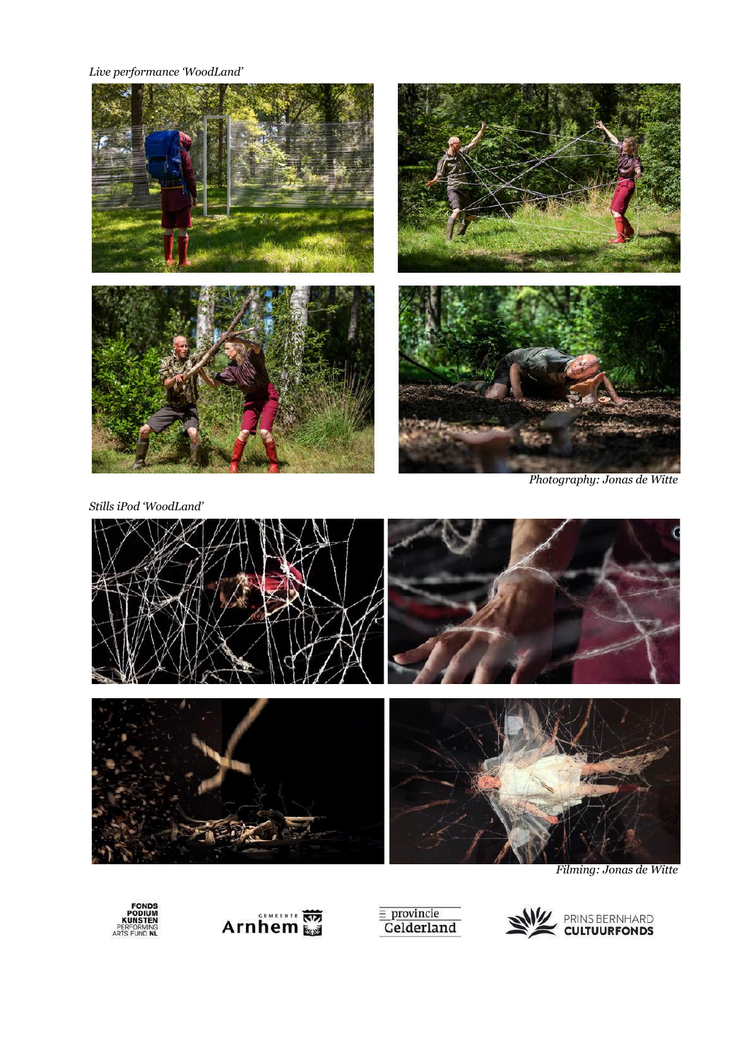*Live performance 'WoodLand'*

*Photography: Jonas de Witte*

*Stills iPod 'WoodLand'*

*Filming: Jonas de Witte*

FONDS PODIUM KUNSTEN PERFORMING ARTS FUND NL

GEMEENTE Arnhem

provincie Gelderland

PRINS BERNHARD CULTUURFONDS